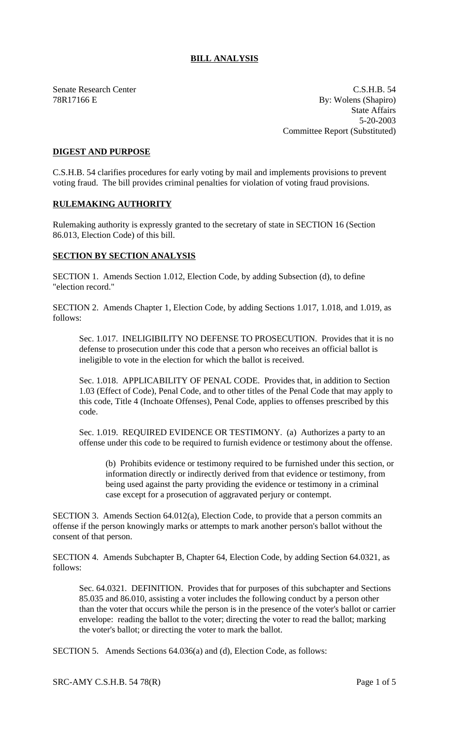# BILL ANALYSIS

Senate Research Center
78R17166 E

C.S.H.B. 54
By: Wolens (Shapiro)
State Affairs
5-20-2003
Committee Report (Substituted)

## DIGEST AND PURPOSE

C.S.H.B. 54 clarifies procedures for early voting by mail and implements provisions to prevent voting fraud. The bill provides criminal penalties for violation of voting fraud provisions.

## RULEMAKING AUTHORITY

Rulemaking authority is expressly granted to the secretary of state in SECTION 16 (Section 86.013, Election Code) of this bill.

## SECTION BY SECTION ANALYSIS

SECTION 1. Amends Section 1.012, Election Code, by adding Subsection (d), to define "election record."

SECTION 2. Amends Chapter 1, Election Code, by adding Sections 1.017, 1.018, and 1.019, as follows:

> Sec. 1.017. INELIGIBILITY NO DEFENSE TO PROSECUTION. Provides that it is no defense to prosecution under this code that a person who receives an official ballot is ineligible to vote in the election for which the ballot is received.
>
> Sec. 1.018. APPLICABILITY OF PENAL CODE. Provides that, in addition to Section 1.03 (Effect of Code), Penal Code, and to other titles of the Penal Code that may apply to this code, Title 4 (Inchoate Offenses), Penal Code, applies to offenses prescribed by this code.
>
> Sec. 1.019. REQUIRED EVIDENCE OR TESTIMONY. (a) Authorizes a party to an offense under this code to be required to furnish evidence or testimony about the offense.
>
> > (b) Prohibits evidence or testimony required to be furnished under this section, or information directly or indirectly derived from that evidence or testimony, from being used against the party providing the evidence or testimony in a criminal case except for a prosecution of aggravated perjury or contempt.

SECTION 3. Amends Section 64.012(a), Election Code, to provide that a person commits an offense if the person knowingly marks or attempts to mark another person's ballot without the consent of that person.

SECTION 4. Amends Subchapter B, Chapter 64, Election Code, by adding Section 64.0321, as follows:

> Sec. 64.0321. DEFINITION. Provides that for purposes of this subchapter and Sections 85.035 and 86.010, assisting a voter includes the following conduct by a person other than the voter that occurs while the person is in the presence of the voter's ballot or carrier envelope: reading the ballot to the voter; directing the voter to read the ballot; marking the voter's ballot; or directing the voter to mark the ballot.

SECTION 5. Amends Sections 64.036(a) and (d), Election Code, as follows: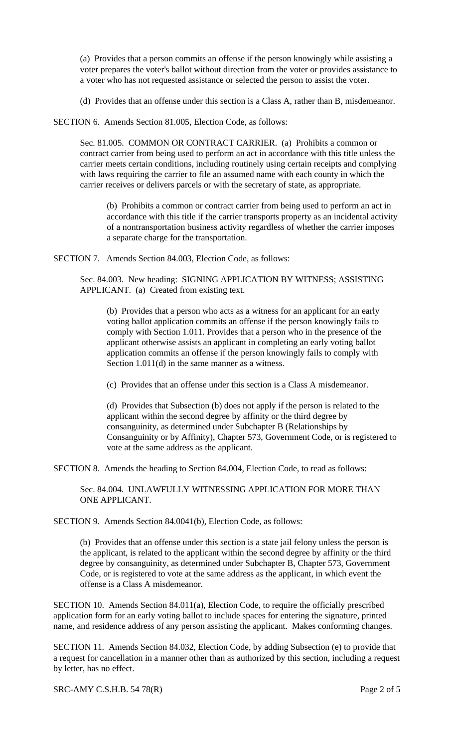(a) Provides that a person commits an offense if the person knowingly while assisting a voter prepares the voter's ballot without direction from the voter or provides assistance to a voter who has not requested assistance or selected the person to assist the voter.

(d) Provides that an offense under this section is a Class A, rather than B, misdemeanor.

SECTION 6. Amends Section 81.005, Election Code, as follows:

Sec. 81.005. COMMON OR CONTRACT CARRIER. (a) Prohibits a common or contract carrier from being used to perform an act in accordance with this title unless the carrier meets certain conditions, including routinely using certain receipts and complying with laws requiring the carrier to file an assumed name with each county in which the carrier receives or delivers parcels or with the secretary of state, as appropriate.

(b) Prohibits a common or contract carrier from being used to perform an act in accordance with this title if the carrier transports property as an incidental activity of a nontransportation business activity regardless of whether the carrier imposes a separate charge for the transportation.

SECTION 7. Amends Section 84.003, Election Code, as follows:

Sec. 84.003. New heading: SIGNING APPLICATION BY WITNESS; ASSISTING APPLICANT. (a) Created from existing text.

(b) Provides that a person who acts as a witness for an applicant for an early voting ballot application commits an offense if the person knowingly fails to comply with Section 1.011. Provides that a person who in the presence of the applicant otherwise assists an applicant in completing an early voting ballot application commits an offense if the person knowingly fails to comply with Section 1.011(d) in the same manner as a witness.

(c) Provides that an offense under this section is a Class A misdemeanor.

(d) Provides that Subsection (b) does not apply if the person is related to the applicant within the second degree by affinity or the third degree by consanguinity, as determined under Subchapter B (Relationships by Consanguinity or by Affinity), Chapter 573, Government Code, or is registered to vote at the same address as the applicant.

SECTION 8. Amends the heading to Section 84.004, Election Code, to read as follows:

Sec. 84.004. UNLAWFULLY WITNESSING APPLICATION FOR MORE THAN ONE APPLICANT.

SECTION 9. Amends Section 84.0041(b), Election Code, as follows:

(b) Provides that an offense under this section is a state jail felony unless the person is the applicant, is related to the applicant within the second degree by affinity or the third degree by consanguinity, as determined under Subchapter B, Chapter 573, Government Code, or is registered to vote at the same address as the applicant, in which event the offense is a Class A misdemeanor.

SECTION 10. Amends Section 84.011(a), Election Code, to require the officially prescribed application form for an early voting ballot to include spaces for entering the signature, printed name, and residence address of any person assisting the applicant. Makes conforming changes.

SECTION 11. Amends Section 84.032, Election Code, by adding Subsection (e) to provide that a request for cancellation in a manner other than as authorized by this section, including a request by letter, has no effect.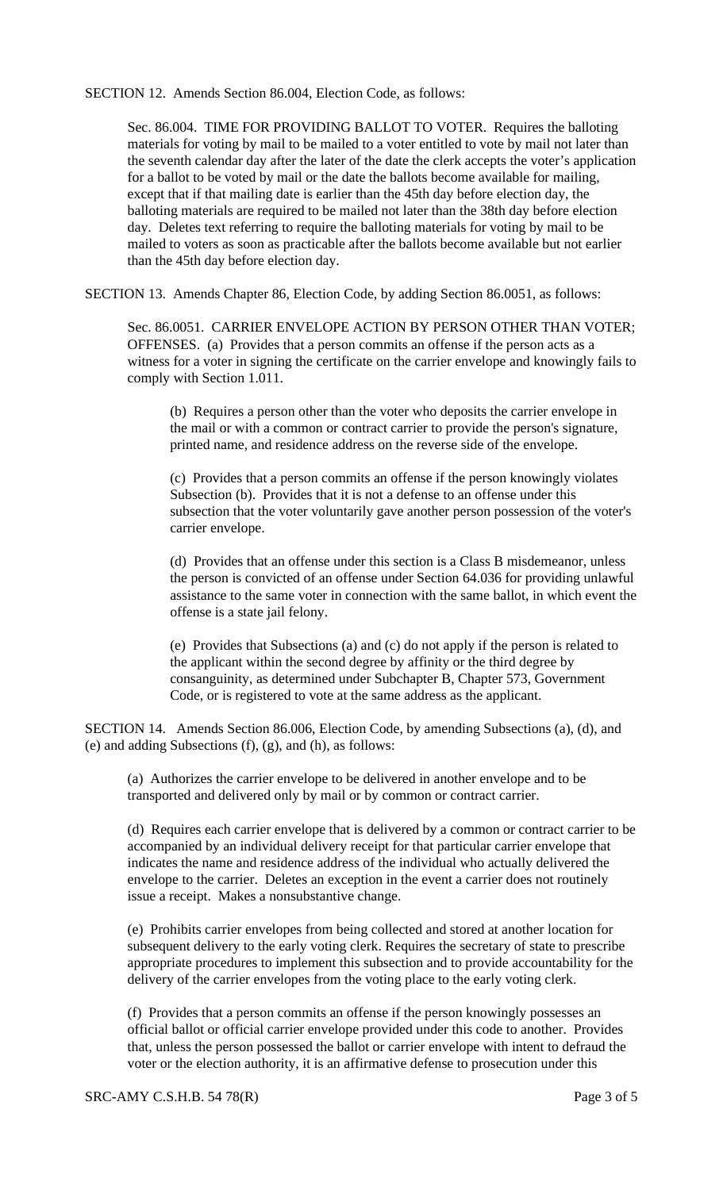SECTION 12. Amends Section 86.004, Election Code, as follows:

Sec. 86.004. TIME FOR PROVIDING BALLOT TO VOTER. Requires the balloting materials for voting by mail to be mailed to a voter entitled to vote by mail not later than the seventh calendar day after the later of the date the clerk accepts the voter's application for a ballot to be voted by mail or the date the ballots become available for mailing, except that if that mailing date is earlier than the 45th day before election day, the balloting materials are required to be mailed not later than the 38th day before election day. Deletes text referring to require the balloting materials for voting by mail to be mailed to voters as soon as practicable after the ballots become available but not earlier than the 45th day before election day.

SECTION 13. Amends Chapter 86, Election Code, by adding Section 86.0051, as follows:

Sec. 86.0051. CARRIER ENVELOPE ACTION BY PERSON OTHER THAN VOTER; OFFENSES. (a) Provides that a person commits an offense if the person acts as a witness for a voter in signing the certificate on the carrier envelope and knowingly fails to comply with Section 1.011.

(b) Requires a person other than the voter who deposits the carrier envelope in the mail or with a common or contract carrier to provide the person's signature, printed name, and residence address on the reverse side of the envelope.

(c) Provides that a person commits an offense if the person knowingly violates Subsection (b). Provides that it is not a defense to an offense under this subsection that the voter voluntarily gave another person possession of the voter's carrier envelope.

(d) Provides that an offense under this section is a Class B misdemeanor, unless the person is convicted of an offense under Section 64.036 for providing unlawful assistance to the same voter in connection with the same ballot, in which event the offense is a state jail felony.

(e) Provides that Subsections (a) and (c) do not apply if the person is related to the applicant within the second degree by affinity or the third degree by consanguinity, as determined under Subchapter B, Chapter 573, Government Code, or is registered to vote at the same address as the applicant.

SECTION 14. Amends Section 86.006, Election Code, by amending Subsections (a), (d), and (e) and adding Subsections (f), (g), and (h), as follows:

(a) Authorizes the carrier envelope to be delivered in another envelope and to be transported and delivered only by mail or by common or contract carrier.

(d) Requires each carrier envelope that is delivered by a common or contract carrier to be accompanied by an individual delivery receipt for that particular carrier envelope that indicates the name and residence address of the individual who actually delivered the envelope to the carrier. Deletes an exception in the event a carrier does not routinely issue a receipt. Makes a nonsubstantive change.

(e) Prohibits carrier envelopes from being collected and stored at another location for subsequent delivery to the early voting clerk. Requires the secretary of state to prescribe appropriate procedures to implement this subsection and to provide accountability for the delivery of the carrier envelopes from the voting place to the early voting clerk.

(f) Provides that a person commits an offense if the person knowingly possesses an official ballot or official carrier envelope provided under this code to another. Provides that, unless the person possessed the ballot or carrier envelope with intent to defraud the voter or the election authority, it is an affirmative defense to prosecution under this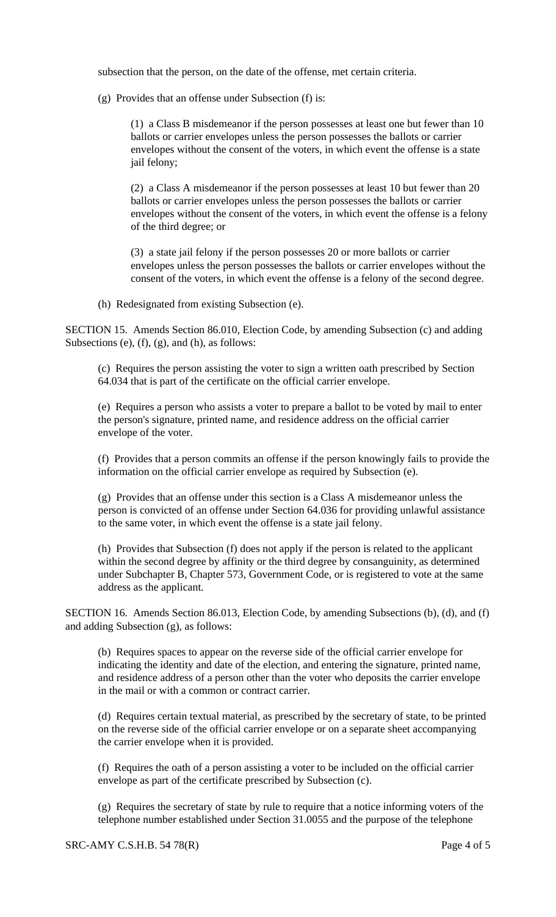subsection that the person, on the date of the offense, met certain criteria.

(g) Provides that an offense under Subsection (f) is:

(1) a Class B misdemeanor if the person possesses at least one but fewer than 10 ballots or carrier envelopes unless the person possesses the ballots or carrier envelopes without the consent of the voters, in which event the offense is a state jail felony;

(2) a Class A misdemeanor if the person possesses at least 10 but fewer than 20 ballots or carrier envelopes unless the person possesses the ballots or carrier envelopes without the consent of the voters, in which event the offense is a felony of the third degree; or

(3) a state jail felony if the person possesses 20 or more ballots or carrier envelopes unless the person possesses the ballots or carrier envelopes without the consent of the voters, in which event the offense is a felony of the second degree.

(h) Redesignated from existing Subsection (e).

SECTION 15. Amends Section 86.010, Election Code, by amending Subsection (c) and adding Subsections (e), (f), (g), and (h), as follows:

(c) Requires the person assisting the voter to sign a written oath prescribed by Section 64.034 that is part of the certificate on the official carrier envelope.

(e) Requires a person who assists a voter to prepare a ballot to be voted by mail to enter the person's signature, printed name, and residence address on the official carrier envelope of the voter.

(f) Provides that a person commits an offense if the person knowingly fails to provide the information on the official carrier envelope as required by Subsection (e).

(g) Provides that an offense under this section is a Class A misdemeanor unless the person is convicted of an offense under Section 64.036 for providing unlawful assistance to the same voter, in which event the offense is a state jail felony.

(h) Provides that Subsection (f) does not apply if the person is related to the applicant within the second degree by affinity or the third degree by consanguinity, as determined under Subchapter B, Chapter 573, Government Code, or is registered to vote at the same address as the applicant.

SECTION 16. Amends Section 86.013, Election Code, by amending Subsections (b), (d), and (f) and adding Subsection (g), as follows:

(b) Requires spaces to appear on the reverse side of the official carrier envelope for indicating the identity and date of the election, and entering the signature, printed name, and residence address of a person other than the voter who deposits the carrier envelope in the mail or with a common or contract carrier.

(d) Requires certain textual material, as prescribed by the secretary of state, to be printed on the reverse side of the official carrier envelope or on a separate sheet accompanying the carrier envelope when it is provided.

(f) Requires the oath of a person assisting a voter to be included on the official carrier envelope as part of the certificate prescribed by Subsection (c).

(g) Requires the secretary of state by rule to require that a notice informing voters of the telephone number established under Section 31.0055 and the purpose of the telephone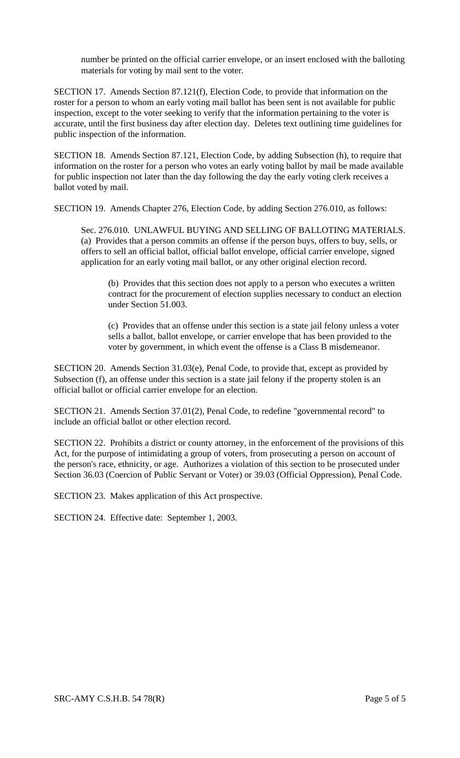number be printed on the official carrier envelope, or an insert enclosed with the balloting materials for voting by mail sent to the voter.

SECTION 17. Amends Section 87.121(f), Election Code, to provide that information on the roster for a person to whom an early voting mail ballot has been sent is not available for public inspection, except to the voter seeking to verify that the information pertaining to the voter is accurate, until the first business day after election day. Deletes text outlining time guidelines for public inspection of the information.

SECTION 18. Amends Section 87.121, Election Code, by adding Subsection (h), to require that information on the roster for a person who votes an early voting ballot by mail be made available for public inspection not later than the day following the day the early voting clerk receives a ballot voted by mail.

SECTION 19. Amends Chapter 276, Election Code, by adding Section 276.010, as follows:

Sec. 276.010. UNLAWFUL BUYING AND SELLING OF BALLOTING MATERIALS. (a) Provides that a person commits an offense if the person buys, offers to buy, sells, or offers to sell an official ballot, official ballot envelope, official carrier envelope, signed application for an early voting mail ballot, or any other original election record.

(b) Provides that this section does not apply to a person who executes a written contract for the procurement of election supplies necessary to conduct an election under Section 51.003.

(c) Provides that an offense under this section is a state jail felony unless a voter sells a ballot, ballot envelope, or carrier envelope that has been provided to the voter by government, in which event the offense is a Class B misdemeanor.

SECTION 20. Amends Section 31.03(e), Penal Code, to provide that, except as provided by Subsection (f), an offense under this section is a state jail felony if the property stolen is an official ballot or official carrier envelope for an election.

SECTION 21. Amends Section 37.01(2), Penal Code, to redefine "governmental record" to include an official ballot or other election record.

SECTION 22. Prohibits a district or county attorney, in the enforcement of the provisions of this Act, for the purpose of intimidating a group of voters, from prosecuting a person on account of the person's race, ethnicity, or age. Authorizes a violation of this section to be prosecuted under Section 36.03 (Coercion of Public Servant or Voter) or 39.03 (Official Oppression), Penal Code.

SECTION 23. Makes application of this Act prospective.

SECTION 24. Effective date: September 1, 2003.

SRC-AMY C.S.H.B. 54 78(R)